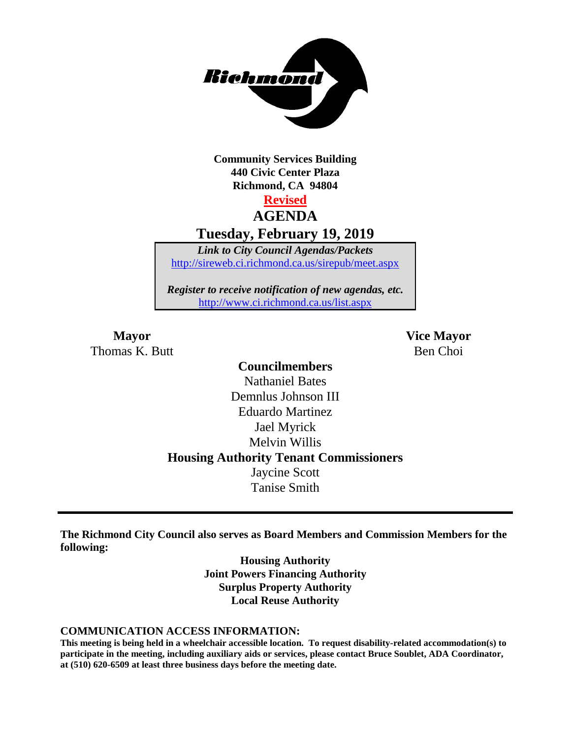**Community Services Building**
**440 Civic Center Plaza**
**Richmond, CA 94804**

**Revised**

# AGENDA

## Tuesday, February 19, 2019

*Link to City Council Agendas/Packets*
http://sireweb.ci.richmond.ca.us/sirepub/meet.aspx

*Register to receive notification of new agendas, etc.*
http://www.ci.richmond.ca.us/list.aspx

**Mayor**
Thomas K. Butt

**Vice Mayor**
Ben Choi

**Councilmembers**
Nathaniel Bates
Demnlus Johnson III
Eduardo Martinez
Jael Myrick
Melvin Willis

**Housing Authority Tenant Commissioners**
Jaycine Scott
Tanise Smith

---

**The Richmond City Council also serves as Board Members and Commission Members for the following:**

**Housing Authority**
**Joint Powers Financing Authority**
**Surplus Property Authority**
**Local Reuse Authority**

**COMMUNICATION ACCESS INFORMATION:**

**This meeting is being held in a wheelchair accessible location. To request disability-related accommodation(s) to participate in the meeting, including auxiliary aids or services, please contact Bruce Soublet, ADA Coordinator, at (510) 620-6509 at least three business days before the meeting date.**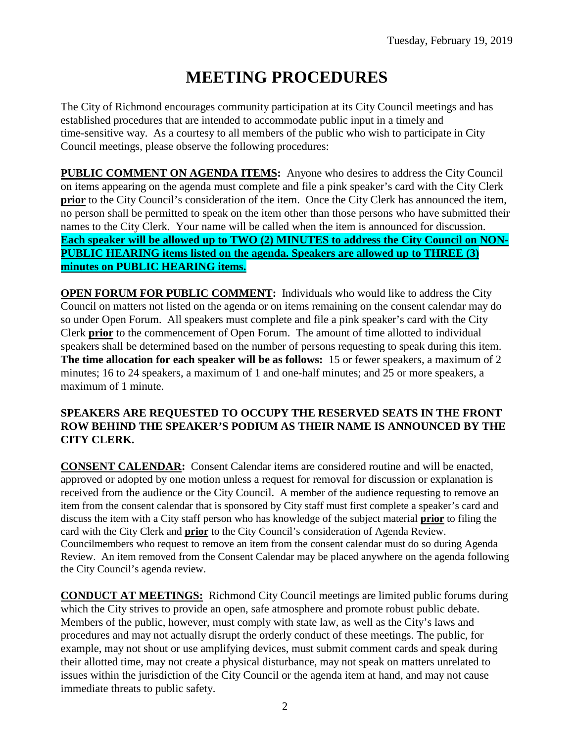# MEETING PROCEDURES

The City of Richmond encourages community participation at its City Council meetings and has established procedures that are intended to accommodate public input in a timely and time-sensitive way. As a courtesy to all members of the public who wish to participate in City Council meetings, please observe the following procedures:

**PUBLIC COMMENT ON AGENDA ITEMS:** Anyone who desires to address the City Council on items appearing on the agenda must complete and file a pink speaker's card with the City Clerk **prior** to the City Council's consideration of the item. Once the City Clerk has announced the item, no person shall be permitted to speak on the item other than those persons who have submitted their names to the City Clerk. Your name will be called when the item is announced for discussion. **Each speaker will be allowed up to TWO (2) MINUTES to address the City Council on NON-PUBLIC HEARING items listed on the agenda. Speakers are allowed up to THREE (3) minutes on PUBLIC HEARING items.**

**OPEN FORUM FOR PUBLIC COMMENT:** Individuals who would like to address the City Council on matters not listed on the agenda or on items remaining on the consent calendar may do so under Open Forum. All speakers must complete and file a pink speaker's card with the City Clerk **prior** to the commencement of Open Forum. The amount of time allotted to individual speakers shall be determined based on the number of persons requesting to speak during this item. **The time allocation for each speaker will be as follows:** 15 or fewer speakers, a maximum of 2 minutes; 16 to 24 speakers, a maximum of 1 and one-half minutes; and 25 or more speakers, a maximum of 1 minute.

**SPEAKERS ARE REQUESTED TO OCCUPY THE RESERVED SEATS IN THE FRONT ROW BEHIND THE SPEAKER'S PODIUM AS THEIR NAME IS ANNOUNCED BY THE CITY CLERK.**

**CONSENT CALENDAR:** Consent Calendar items are considered routine and will be enacted, approved or adopted by one motion unless a request for removal for discussion or explanation is received from the audience or the City Council. A member of the audience requesting to remove an item from the consent calendar that is sponsored by City staff must first complete a speaker's card and discuss the item with a City staff person who has knowledge of the subject material **prior** to filing the card with the City Clerk and **prior** to the City Council's consideration of Agenda Review. Councilmembers who request to remove an item from the consent calendar must do so during Agenda Review. An item removed from the Consent Calendar may be placed anywhere on the agenda following the City Council's agenda review.

**CONDUCT AT MEETINGS:** Richmond City Council meetings are limited public forums during which the City strives to provide an open, safe atmosphere and promote robust public debate. Members of the public, however, must comply with state law, as well as the City's laws and procedures and may not actually disrupt the orderly conduct of these meetings. The public, for example, may not shout or use amplifying devices, must submit comment cards and speak during their allotted time, may not create a physical disturbance, may not speak on matters unrelated to issues within the jurisdiction of the City Council or the agenda item at hand, and may not cause immediate threats to public safety.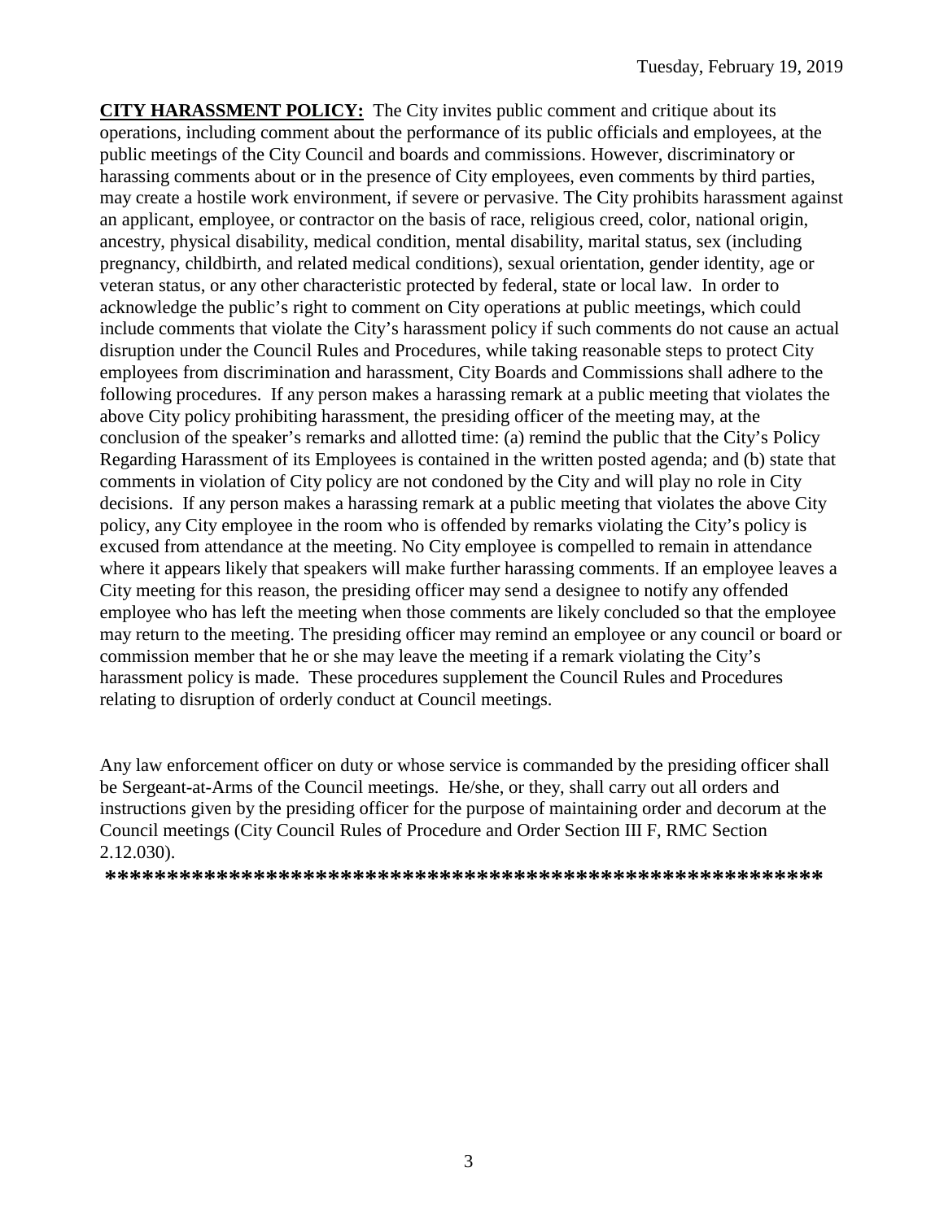**CITY HARASSMENT POLICY:** The City invites public comment and critique about its operations, including comment about the performance of its public officials and employees, at the public meetings of the City Council and boards and commissions. However, discriminatory or harassing comments about or in the presence of City employees, even comments by third parties, may create a hostile work environment, if severe or pervasive. The City prohibits harassment against an applicant, employee, or contractor on the basis of race, religious creed, color, national origin, ancestry, physical disability, medical condition, mental disability, marital status, sex (including pregnancy, childbirth, and related medical conditions), sexual orientation, gender identity, age or veteran status, or any other characteristic protected by federal, state or local law. In order to acknowledge the public's right to comment on City operations at public meetings, which could include comments that violate the City's harassment policy if such comments do not cause an actual disruption under the Council Rules and Procedures, while taking reasonable steps to protect City employees from discrimination and harassment, City Boards and Commissions shall adhere to the following procedures. If any person makes a harassing remark at a public meeting that violates the above City policy prohibiting harassment, the presiding officer of the meeting may, at the conclusion of the speaker's remarks and allotted time: (a) remind the public that the City's Policy Regarding Harassment of its Employees is contained in the written posted agenda; and (b) state that comments in violation of City policy are not condoned by the City and will play no role in City decisions. If any person makes a harassing remark at a public meeting that violates the above City policy, any City employee in the room who is offended by remarks violating the City's policy is excused from attendance at the meeting. No City employee is compelled to remain in attendance where it appears likely that speakers will make further harassing comments. If an employee leaves a City meeting for this reason, the presiding officer may send a designee to notify any offended employee who has left the meeting when those comments are likely concluded so that the employee may return to the meeting. The presiding officer may remind an employee or any council or board or commission member that he or she may leave the meeting if a remark violating the City's harassment policy is made. These procedures supplement the Council Rules and Procedures relating to disruption of orderly conduct at Council meetings.

Any law enforcement officer on duty or whose service is commanded by the presiding officer shall be Sergeant-at-Arms of the Council meetings. He/she, or they, shall carry out all orders and instructions given by the presiding officer for the purpose of maintaining order and decorum at the Council meetings (City Council Rules of Procedure and Order Section III F, RMC Section 2.12.030).

**\*\*\*\*\*\*\*\*\*\*\*\*\*\*\*\*\*\*\*\*\*\*\*\*\*\*\*\*\*\*\*\*\*\*\*\*\*\*\*\*\*\*\*\*\*\*\*\*\*\*\*\*\*\*\*\*\*\***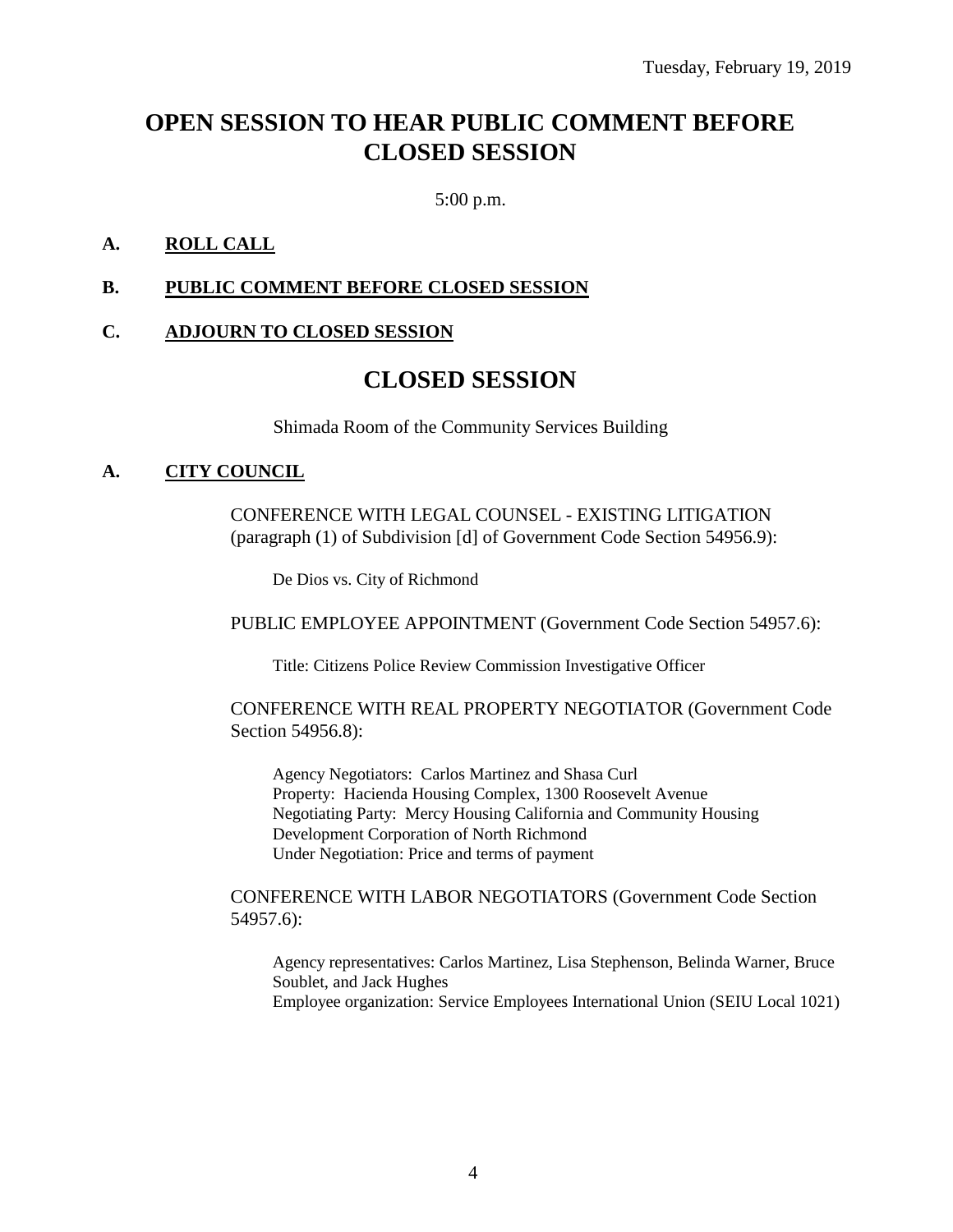Tuesday, February 19, 2019

# OPEN SESSION TO HEAR PUBLIC COMMENT BEFORE CLOSED SESSION

5:00 p.m.

**A. ROLL CALL**

**B. PUBLIC COMMENT BEFORE CLOSED SESSION**

**C. ADJOURN TO CLOSED SESSION**

# CLOSED SESSION

Shimada Room of the Community Services Building

**A. CITY COUNCIL**

CONFERENCE WITH LEGAL COUNSEL - EXISTING LITIGATION (paragraph (1) of Subdivision [d] of Government Code Section 54956.9):

De Dios vs. City of Richmond

PUBLIC EMPLOYEE APPOINTMENT (Government Code Section 54957.6):

Title: Citizens Police Review Commission Investigative Officer

CONFERENCE WITH REAL PROPERTY NEGOTIATOR (Government Code Section 54956.8):

Agency Negotiators: Carlos Martinez and Shasa Curl
Property: Hacienda Housing Complex, 1300 Roosevelt Avenue
Negotiating Party: Mercy Housing California and Community Housing Development Corporation of North Richmond
Under Negotiation: Price and terms of payment

CONFERENCE WITH LABOR NEGOTIATORS (Government Code Section 54957.6):

Agency representatives: Carlos Martinez, Lisa Stephenson, Belinda Warner, Bruce Soublet, and Jack Hughes
Employee organization: Service Employees International Union (SEIU Local 1021)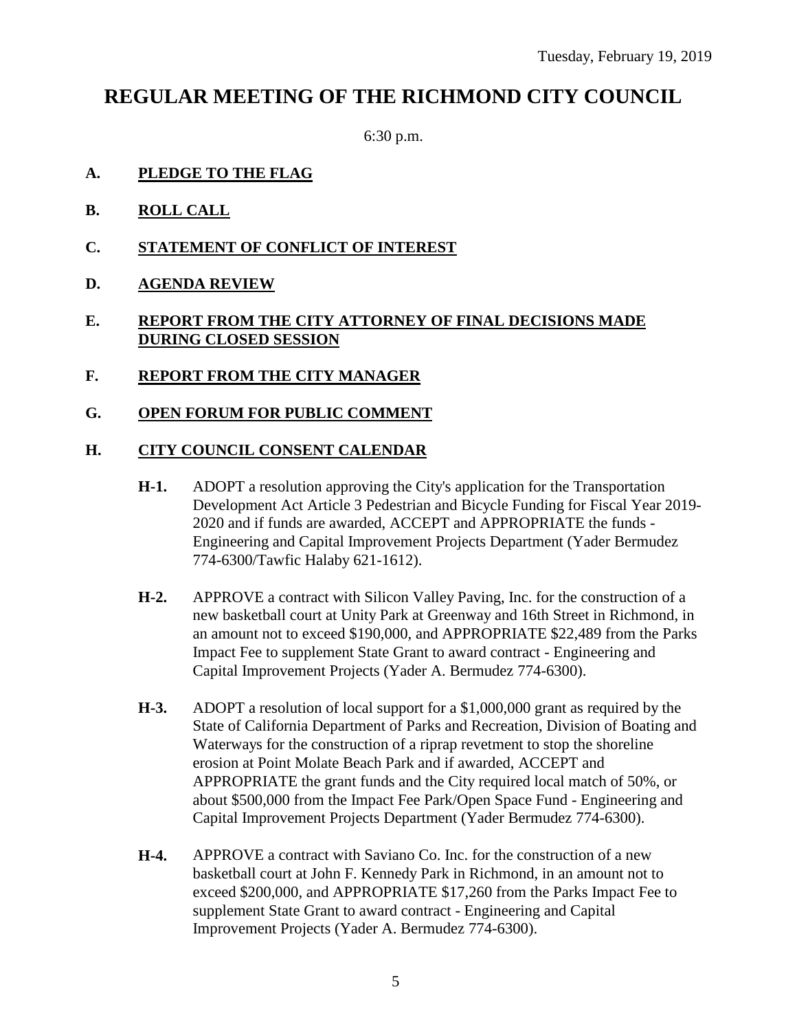Tuesday, February 19, 2019

# REGULAR MEETING OF THE RICHMOND CITY COUNCIL

6:30 p.m.

**A. PLEDGE TO THE FLAG**

**B. ROLL CALL**

**C. STATEMENT OF CONFLICT OF INTEREST**

**D. AGENDA REVIEW**

**E. REPORT FROM THE CITY ATTORNEY OF FINAL DECISIONS MADE DURING CLOSED SESSION**

**F. REPORT FROM THE CITY MANAGER**

**G. OPEN FORUM FOR PUBLIC COMMENT**

**H. CITY COUNCIL CONSENT CALENDAR**

**H-1.** ADOPT a resolution approving the City's application for the Transportation Development Act Article 3 Pedestrian and Bicycle Funding for Fiscal Year 2019-2020 and if funds are awarded, ACCEPT and APPROPRIATE the funds - Engineering and Capital Improvement Projects Department (Yader Bermudez 774-6300/Tawfic Halaby 621-1612).

**H-2.** APPROVE a contract with Silicon Valley Paving, Inc. for the construction of a new basketball court at Unity Park at Greenway and 16th Street in Richmond, in an amount not to exceed $190,000, and APPROPRIATE $22,489 from the Parks Impact Fee to supplement State Grant to award contract - Engineering and Capital Improvement Projects (Yader A. Bermudez 774-6300).

**H-3.** ADOPT a resolution of local support for a $1,000,000 grant as required by the State of California Department of Parks and Recreation, Division of Boating and Waterways for the construction of a riprap revetment to stop the shoreline erosion at Point Molate Beach Park and if awarded, ACCEPT and APPROPRIATE the grant funds and the City required local match of 50%, or about $500,000 from the Impact Fee Park/Open Space Fund - Engineering and Capital Improvement Projects Department (Yader Bermudez 774-6300).

**H-4.** APPROVE a contract with Saviano Co. Inc. for the construction of a new basketball court at John F. Kennedy Park in Richmond, in an amount not to exceed $200,000, and APPROPRIATE $17,260 from the Parks Impact Fee to supplement State Grant to award contract - Engineering and Capital Improvement Projects (Yader A. Bermudez 774-6300).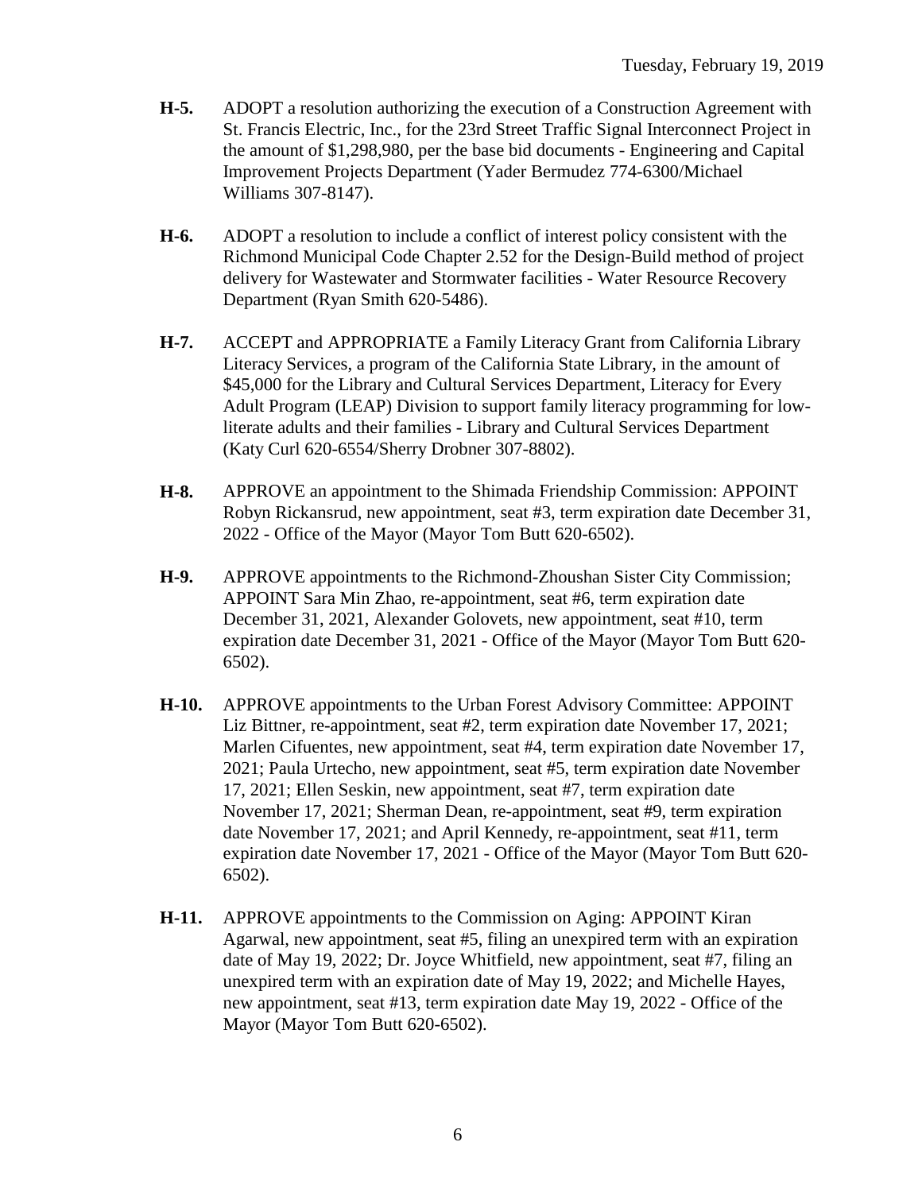**H-5.** ADOPT a resolution authorizing the execution of a Construction Agreement with St. Francis Electric, Inc., for the 23rd Street Traffic Signal Interconnect Project in the amount of $1,298,980, per the base bid documents - Engineering and Capital Improvement Projects Department (Yader Bermudez 774-6300/Michael Williams 307-8147).

**H-6.** ADOPT a resolution to include a conflict of interest policy consistent with the Richmond Municipal Code Chapter 2.52 for the Design-Build method of project delivery for Wastewater and Stormwater facilities - Water Resource Recovery Department (Ryan Smith 620-5486).

**H-7.** ACCEPT and APPROPRIATE a Family Literacy Grant from California Library Literacy Services, a program of the California State Library, in the amount of $45,000 for the Library and Cultural Services Department, Literacy for Every Adult Program (LEAP) Division to support family literacy programming for low-literate adults and their families - Library and Cultural Services Department (Katy Curl 620-6554/Sherry Drobner 307-8802).

**H-8.** APPROVE an appointment to the Shimada Friendship Commission: APPOINT Robyn Rickansrud, new appointment, seat #3, term expiration date December 31, 2022 - Office of the Mayor (Mayor Tom Butt 620-6502).

**H-9.** APPROVE appointments to the Richmond-Zhoushan Sister City Commission; APPOINT Sara Min Zhao, re-appointment, seat #6, term expiration date December 31, 2021, Alexander Golovets, new appointment, seat #10, term expiration date December 31, 2021 - Office of the Mayor (Mayor Tom Butt 620-6502).

**H-10.** APPROVE appointments to the Urban Forest Advisory Committee: APPOINT Liz Bittner, re-appointment, seat #2, term expiration date November 17, 2021; Marlen Cifuentes, new appointment, seat #4, term expiration date November 17, 2021; Paula Urtecho, new appointment, seat #5, term expiration date November 17, 2021; Ellen Seskin, new appointment, seat #7, term expiration date November 17, 2021; Sherman Dean, re-appointment, seat #9, term expiration date November 17, 2021; and April Kennedy, re-appointment, seat #11, term expiration date November 17, 2021 - Office of the Mayor (Mayor Tom Butt 620-6502).

**H-11.** APPROVE appointments to the Commission on Aging: APPOINT Kiran Agarwal, new appointment, seat #5, filing an unexpired term with an expiration date of May 19, 2022; Dr. Joyce Whitfield, new appointment, seat #7, filing an unexpired term with an expiration date of May 19, 2022; and Michelle Hayes, new appointment, seat #13, term expiration date May 19, 2022 - Office of the Mayor (Mayor Tom Butt 620-6502).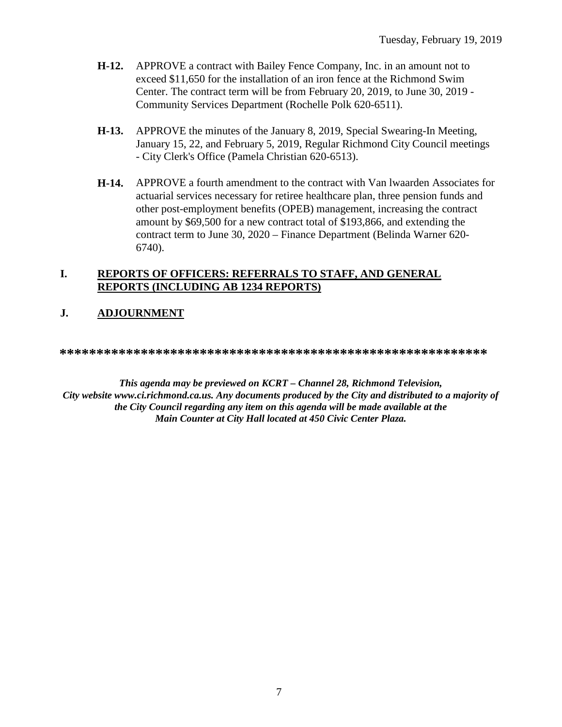**H-12.** APPROVE a contract with Bailey Fence Company, Inc. in an amount not to exceed $11,650 for the installation of an iron fence at the Richmond Swim Center. The contract term will be from February 20, 2019, to June 30, 2019 - Community Services Department (Rochelle Polk 620-6511).

**H-13.** APPROVE the minutes of the January 8, 2019, Special Swearing-In Meeting, January 15, 22, and February 5, 2019, Regular Richmond City Council meetings - City Clerk's Office (Pamela Christian 620-6513).

**H-14.** APPROVE a fourth amendment to the contract with Van lwaarden Associates for actuarial services necessary for retiree healthcare plan, three pension funds and other post-employment benefits (OPEB) management, increasing the contract amount by $69,500 for a new contract total of $193,866, and extending the contract term to June 30, 2020 – Finance Department (Belinda Warner 620-6740).

## I. <u>REPORTS OF OFFICERS: REFERRALS TO STAFF, AND GENERAL REPORTS (INCLUDING AB 1234 REPORTS)</u>

## J. <u>ADJOURNMENT</u>

**********************************************************

***This agenda may be previewed on KCRT – Channel 28, Richmond Television, City website www.ci.richmond.ca.us. Any documents produced by the City and distributed to a majority of the City Council regarding any item on this agenda will be made available at the Main Counter at City Hall located at 450 Civic Center Plaza.***